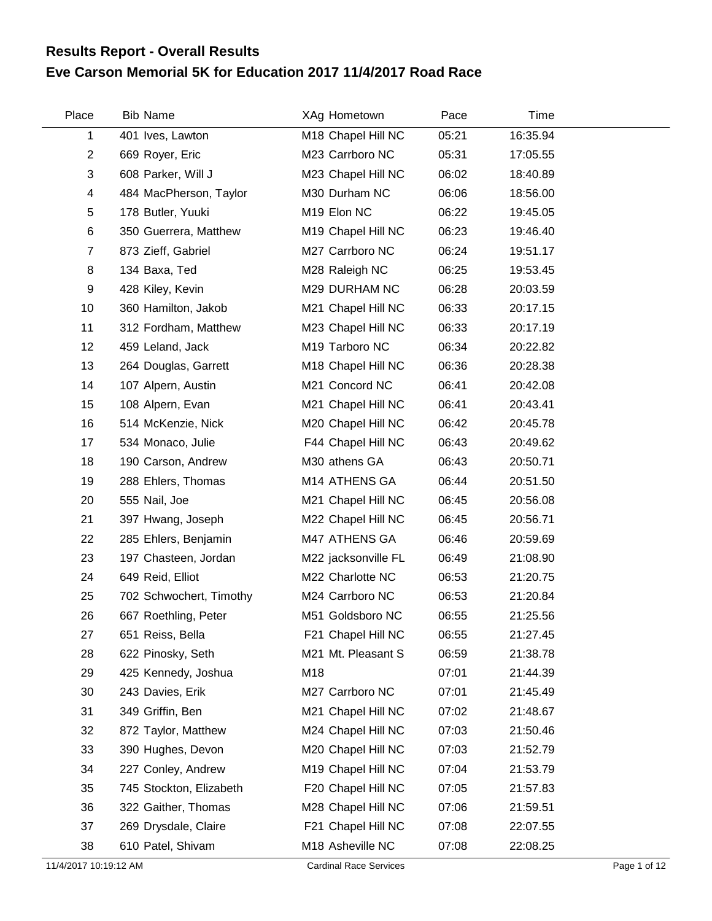# Results Report - Overall Results

## Eve Carson Memorial 5K for Education 2017 11/4/2017 Road Race

| Place | Bib | Name | XAg | Hometown | Pace | Time |
|---|---|---|---|---|---|---|
| 1 | 401 | Ives, Lawton | M18 | Chapel Hill NC | 05:21 | 16:35.94 |
| 2 | 669 | Royer, Eric | M23 | Carrboro NC | 05:31 | 17:05.55 |
| 3 | 608 | Parker, Will J | M23 | Chapel Hill NC | 06:02 | 18:40.89 |
| 4 | 484 | MacPherson, Taylor | M30 | Durham NC | 06:06 | 18:56.00 |
| 5 | 178 | Butler, Yuuki | M19 | Elon NC | 06:22 | 19:45.05 |
| 6 | 350 | Guerrera, Matthew | M19 | Chapel Hill NC | 06:23 | 19:46.40 |
| 7 | 873 | Zieff, Gabriel | M27 | Carrboro NC | 06:24 | 19:51.17 |
| 8 | 134 | Baxa, Ted | M28 | Raleigh NC | 06:25 | 19:53.45 |
| 9 | 428 | Kiley, Kevin | M29 | DURHAM NC | 06:28 | 20:03.59 |
| 10 | 360 | Hamilton, Jakob | M21 | Chapel Hill NC | 06:33 | 20:17.15 |
| 11 | 312 | Fordham, Matthew | M23 | Chapel Hill NC | 06:33 | 20:17.19 |
| 12 | 459 | Leland, Jack | M19 | Tarboro NC | 06:34 | 20:22.82 |
| 13 | 264 | Douglas, Garrett | M18 | Chapel Hill NC | 06:36 | 20:28.38 |
| 14 | 107 | Alpern, Austin | M21 | Concord NC | 06:41 | 20:42.08 |
| 15 | 108 | Alpern, Evan | M21 | Chapel Hill NC | 06:41 | 20:43.41 |
| 16 | 514 | McKenzie, Nick | M20 | Chapel Hill NC | 06:42 | 20:45.78 |
| 17 | 534 | Monaco, Julie | F44 | Chapel Hill NC | 06:43 | 20:49.62 |
| 18 | 190 | Carson, Andrew | M30 | athens GA | 06:43 | 20:50.71 |
| 19 | 288 | Ehlers, Thomas | M14 | ATHENS GA | 06:44 | 20:51.50 |
| 20 | 555 | Nail, Joe | M21 | Chapel Hill NC | 06:45 | 20:56.08 |
| 21 | 397 | Hwang, Joseph | M22 | Chapel Hill NC | 06:45 | 20:56.71 |
| 22 | 285 | Ehlers, Benjamin | M47 | ATHENS GA | 06:46 | 20:59.69 |
| 23 | 197 | Chasteen, Jordan | M22 | jacksonville FL | 06:49 | 21:08.90 |
| 24 | 649 | Reid, Elliot | M22 | Charlotte NC | 06:53 | 21:20.75 |
| 25 | 702 | Schwochert, Timothy | M24 | Carrboro NC | 06:53 | 21:20.84 |
| 26 | 667 | Roethling, Peter | M51 | Goldsboro NC | 06:55 | 21:25.56 |
| 27 | 651 | Reiss, Bella | F21 | Chapel Hill NC | 06:55 | 21:27.45 |
| 28 | 622 | Pinosky, Seth | M21 | Mt. Pleasant S | 06:59 | 21:38.78 |
| 29 | 425 | Kennedy, Joshua | M18 | | 07:01 | 21:44.39 |
| 30 | 243 | Davies, Erik | M27 | Carrboro NC | 07:01 | 21:45.49 |
| 31 | 349 | Griffin, Ben | M21 | Chapel Hill NC | 07:02 | 21:48.67 |
| 32 | 872 | Taylor, Matthew | M24 | Chapel Hill NC | 07:03 | 21:50.46 |
| 33 | 390 | Hughes, Devon | M20 | Chapel Hill NC | 07:03 | 21:52.79 |
| 34 | 227 | Conley, Andrew | M19 | Chapel Hill NC | 07:04 | 21:53.79 |
| 35 | 745 | Stockton, Elizabeth | F20 | Chapel Hill NC | 07:05 | 21:57.83 |
| 36 | 322 | Gaither, Thomas | M28 | Chapel Hill NC | 07:06 | 21:59.51 |
| 37 | 269 | Drysdale, Claire | F21 | Chapel Hill NC | 07:08 | 22:07.55 |
| 38 | 610 | Patel, Shivam | M18 | Asheville NC | 07:08 | 22:08.25 |

11/4/2017 10:19:12 AM    Cardinal Race Services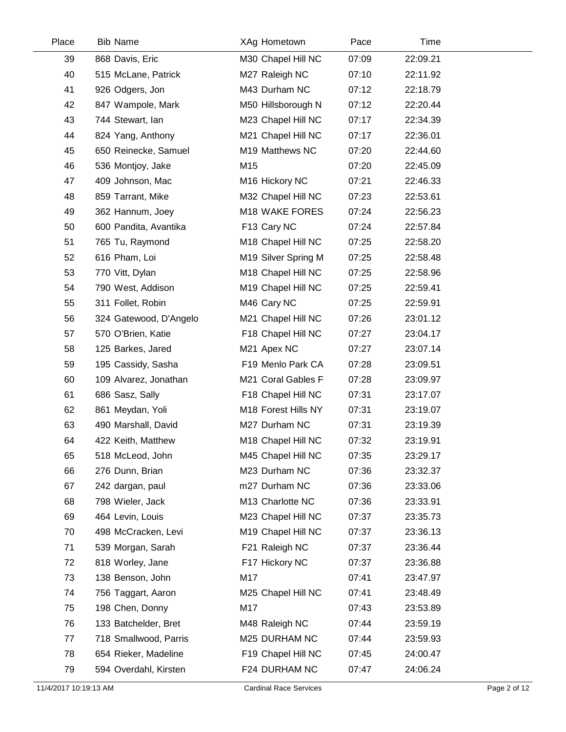| Place | Bib | Name | XAg | Hometown | Pace | Time |
|---|---|---|---|---|---|---|
| 39 | 868 | Davis, Eric | M30 | Chapel Hill NC | 07:09 | 22:09.21 |
| 40 | 515 | McLane, Patrick | M27 | Raleigh NC | 07:10 | 22:11.92 |
| 41 | 926 | Odgers, Jon | M43 | Durham NC | 07:12 | 22:18.79 |
| 42 | 847 | Wampole, Mark | M50 | Hillsborough N | 07:12 | 22:20.44 |
| 43 | 744 | Stewart, Ian | M23 | Chapel Hill NC | 07:17 | 22:34.39 |
| 44 | 824 | Yang, Anthony | M21 | Chapel Hill NC | 07:17 | 22:36.01 |
| 45 | 650 | Reinecke, Samuel | M19 | Matthews NC | 07:20 | 22:44.60 |
| 46 | 536 | Montjoy, Jake | M15 | | 07:20 | 22:45.09 |
| 47 | 409 | Johnson, Mac | M16 | Hickory NC | 07:21 | 22:46.33 |
| 48 | 859 | Tarrant, Mike | M32 | Chapel Hill NC | 07:23 | 22:53.61 |
| 49 | 362 | Hannum, Joey | M18 | WAKE FORES | 07:24 | 22:56.23 |
| 50 | 600 | Pandita, Avantika | F13 | Cary NC | 07:24 | 22:57.84 |
| 51 | 765 | Tu, Raymond | M18 | Chapel Hill NC | 07:25 | 22:58.20 |
| 52 | 616 | Pham, Loi | M19 | Silver Spring M | 07:25 | 22:58.48 |
| 53 | 770 | Vitt, Dylan | M18 | Chapel Hill NC | 07:25 | 22:58.96 |
| 54 | 790 | West, Addison | M19 | Chapel Hill NC | 07:25 | 22:59.41 |
| 55 | 311 | Follet, Robin | M46 | Cary NC | 07:25 | 22:59.91 |
| 56 | 324 | Gatewood, D'Angelo | M21 | Chapel Hill NC | 07:26 | 23:01.12 |
| 57 | 570 | O'Brien, Katie | F18 | Chapel Hill NC | 07:27 | 23:04.17 |
| 58 | 125 | Barkes, Jared | M21 | Apex NC | 07:27 | 23:07.14 |
| 59 | 195 | Cassidy, Sasha | F19 | Menlo Park CA | 07:28 | 23:09.51 |
| 60 | 109 | Alvarez, Jonathan | M21 | Coral Gables F | 07:28 | 23:09.97 |
| 61 | 686 | Sasz, Sally | F18 | Chapel Hill NC | 07:31 | 23:17.07 |
| 62 | 861 | Meydan, Yoli | M18 | Forest Hills NY | 07:31 | 23:19.07 |
| 63 | 490 | Marshall, David | M27 | Durham NC | 07:31 | 23:19.39 |
| 64 | 422 | Keith, Matthew | M18 | Chapel Hill NC | 07:32 | 23:19.91 |
| 65 | 518 | McLeod, John | M45 | Chapel Hill NC | 07:35 | 23:29.17 |
| 66 | 276 | Dunn, Brian | M23 | Durham NC | 07:36 | 23:32.37 |
| 67 | 242 | dargan, paul | m27 | Durham NC | 07:36 | 23:33.06 |
| 68 | 798 | Wieler, Jack | M13 | Charlotte NC | 07:36 | 23:33.91 |
| 69 | 464 | Levin, Louis | M23 | Chapel Hill NC | 07:37 | 23:35.73 |
| 70 | 498 | McCracken, Levi | M19 | Chapel Hill NC | 07:37 | 23:36.13 |
| 71 | 539 | Morgan, Sarah | F21 | Raleigh NC | 07:37 | 23:36.44 |
| 72 | 818 | Worley, Jane | F17 | Hickory NC | 07:37 | 23:36.88 |
| 73 | 138 | Benson, John | M17 | | 07:41 | 23:47.97 |
| 74 | 756 | Taggart, Aaron | M25 | Chapel Hill NC | 07:41 | 23:48.49 |
| 75 | 198 | Chen, Donny | M17 | | 07:43 | 23:53.89 |
| 76 | 133 | Batchelder, Bret | M48 | Raleigh NC | 07:44 | 23:59.19 |
| 77 | 718 | Smallwood, Parris | M25 | DURHAM NC | 07:44 | 23:59.93 |
| 78 | 654 | Rieker, Madeline | F19 | Chapel Hill NC | 07:45 | 24:00.47 |
| 79 | 594 | Overdahl, Kirsten | F24 | DURHAM NC | 07:47 | 24:06.24 |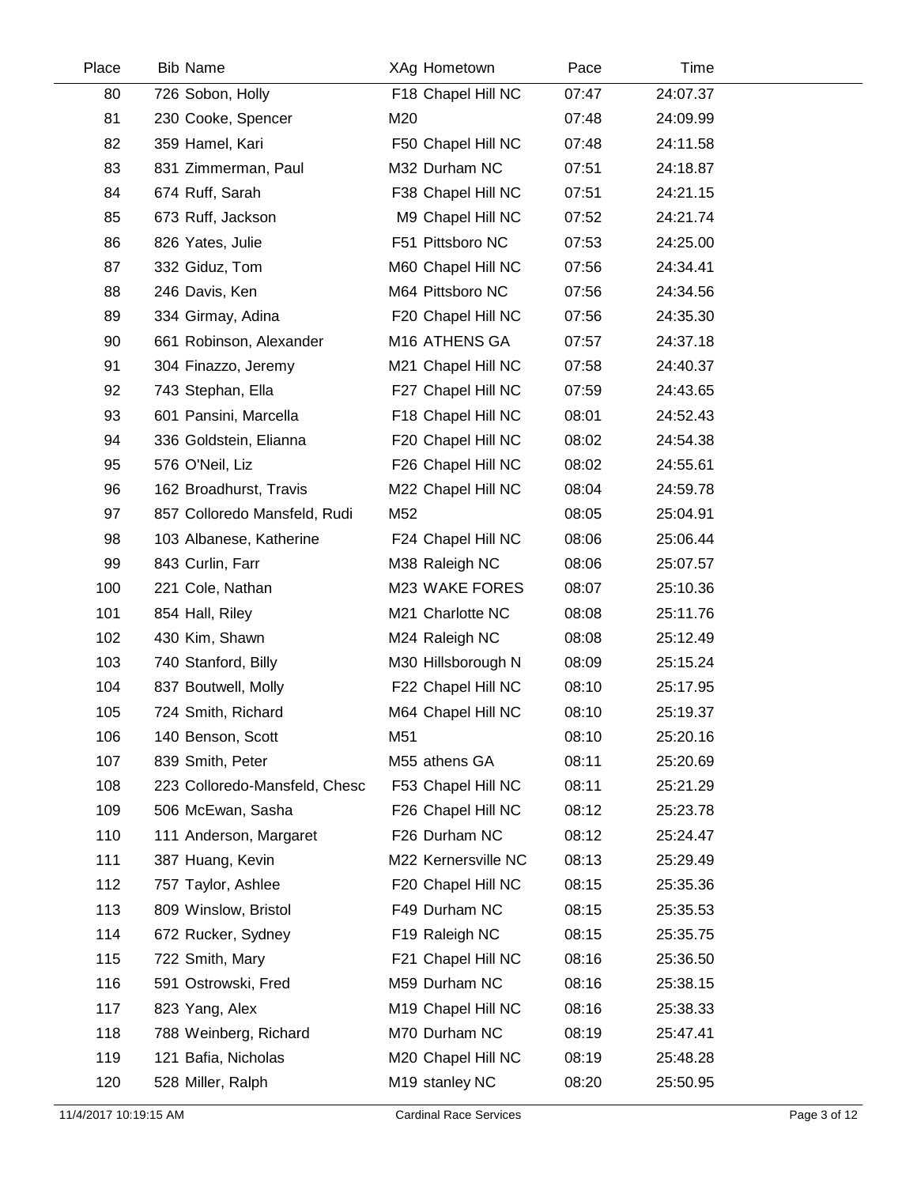| Place | Bib | Name | XAg | Hometown | Pace | Time |
|---|---|---|---|---|---|---|
| 80 | 726 | Sobon, Holly | F18 | Chapel Hill NC | 07:47 | 24:07.37 |
| 81 | 230 | Cooke, Spencer | M20 | | 07:48 | 24:09.99 |
| 82 | 359 | Hamel, Kari | F50 | Chapel Hill NC | 07:48 | 24:11.58 |
| 83 | 831 | Zimmerman, Paul | M32 | Durham NC | 07:51 | 24:18.87 |
| 84 | 674 | Ruff, Sarah | F38 | Chapel Hill NC | 07:51 | 24:21.15 |
| 85 | 673 | Ruff, Jackson | M9 | Chapel Hill NC | 07:52 | 24:21.74 |
| 86 | 826 | Yates, Julie | F51 | Pittsboro NC | 07:53 | 24:25.00 |
| 87 | 332 | Giduz, Tom | M60 | Chapel Hill NC | 07:56 | 24:34.41 |
| 88 | 246 | Davis, Ken | M64 | Pittsboro NC | 07:56 | 24:34.56 |
| 89 | 334 | Girmay, Adina | F20 | Chapel Hill NC | 07:56 | 24:35.30 |
| 90 | 661 | Robinson, Alexander | M16 | ATHENS GA | 07:57 | 24:37.18 |
| 91 | 304 | Finazzo, Jeremy | M21 | Chapel Hill NC | 07:58 | 24:40.37 |
| 92 | 743 | Stephan, Ella | F27 | Chapel Hill NC | 07:59 | 24:43.65 |
| 93 | 601 | Pansini, Marcella | F18 | Chapel Hill NC | 08:01 | 24:52.43 |
| 94 | 336 | Goldstein, Elianna | F20 | Chapel Hill NC | 08:02 | 24:54.38 |
| 95 | 576 | O'Neil, Liz | F26 | Chapel Hill NC | 08:02 | 24:55.61 |
| 96 | 162 | Broadhurst, Travis | M22 | Chapel Hill NC | 08:04 | 24:59.78 |
| 97 | 857 | Colloredo Mansfeld, Rudi | M52 | | 08:05 | 25:04.91 |
| 98 | 103 | Albanese, Katherine | F24 | Chapel Hill NC | 08:06 | 25:06.44 |
| 99 | 843 | Curlin, Farr | M38 | Raleigh NC | 08:06 | 25:07.57 |
| 100 | 221 | Cole, Nathan | M23 | WAKE FORES | 08:07 | 25:10.36 |
| 101 | 854 | Hall, Riley | M21 | Charlotte NC | 08:08 | 25:11.76 |
| 102 | 430 | Kim, Shawn | M24 | Raleigh NC | 08:08 | 25:12.49 |
| 103 | 740 | Stanford, Billy | M30 | Hillsborough N | 08:09 | 25:15.24 |
| 104 | 837 | Boutwell, Molly | F22 | Chapel Hill NC | 08:10 | 25:17.95 |
| 105 | 724 | Smith, Richard | M64 | Chapel Hill NC | 08:10 | 25:19.37 |
| 106 | 140 | Benson, Scott | M51 | | 08:10 | 25:20.16 |
| 107 | 839 | Smith, Peter | M55 | athens GA | 08:11 | 25:20.69 |
| 108 | 223 | Colloredo-Mansfeld, Chesc | F53 | Chapel Hill NC | 08:11 | 25:21.29 |
| 109 | 506 | McEwan, Sasha | F26 | Chapel Hill NC | 08:12 | 25:23.78 |
| 110 | 111 | Anderson, Margaret | F26 | Durham NC | 08:12 | 25:24.47 |
| 111 | 387 | Huang, Kevin | M22 | Kernersville NC | 08:13 | 25:29.49 |
| 112 | 757 | Taylor, Ashlee | F20 | Chapel Hill NC | 08:15 | 25:35.36 |
| 113 | 809 | Winslow, Bristol | F49 | Durham NC | 08:15 | 25:35.53 |
| 114 | 672 | Rucker, Sydney | F19 | Raleigh NC | 08:15 | 25:35.75 |
| 115 | 722 | Smith, Mary | F21 | Chapel Hill NC | 08:16 | 25:36.50 |
| 116 | 591 | Ostrowski, Fred | M59 | Durham NC | 08:16 | 25:38.15 |
| 117 | 823 | Yang, Alex | M19 | Chapel Hill NC | 08:16 | 25:38.33 |
| 118 | 788 | Weinberg, Richard | M70 | Durham NC | 08:19 | 25:47.41 |
| 119 | 121 | Bafia, Nicholas | M20 | Chapel Hill NC | 08:19 | 25:48.28 |
| 120 | 528 | Miller, Ralph | M19 | stanley NC | 08:20 | 25:50.95 |

11/4/2017 10:19:15 AM Cardinal Race Services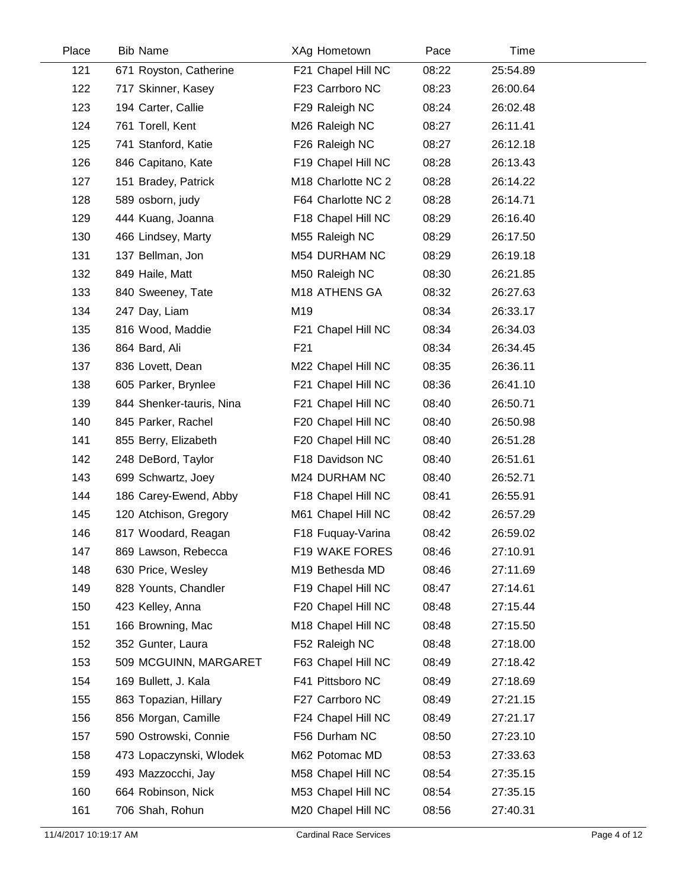| Place | Bib | Name | XAg | Hometown | Pace | Time |
|---|---|---|---|---|---|---|
| 121 | 671 | Royston, Catherine | F21 | Chapel Hill NC | 08:22 | 25:54.89 |
| 122 | 717 | Skinner, Kasey | F23 | Carrboro NC | 08:23 | 26:00.64 |
| 123 | 194 | Carter, Callie | F29 | Raleigh NC | 08:24 | 26:02.48 |
| 124 | 761 | Torell, Kent | M26 | Raleigh NC | 08:27 | 26:11.41 |
| 125 | 741 | Stanford, Katie | F26 | Raleigh NC | 08:27 | 26:12.18 |
| 126 | 846 | Capitano, Kate | F19 | Chapel Hill NC | 08:28 | 26:13.43 |
| 127 | 151 | Bradey, Patrick | M18 | Charlotte NC 2 | 08:28 | 26:14.22 |
| 128 | 589 | osborn, judy | F64 | Charlotte NC 2 | 08:28 | 26:14.71 |
| 129 | 444 | Kuang, Joanna | F18 | Chapel Hill NC | 08:29 | 26:16.40 |
| 130 | 466 | Lindsey, Marty | M55 | Raleigh NC | 08:29 | 26:17.50 |
| 131 | 137 | Bellman, Jon | M54 | DURHAM NC | 08:29 | 26:19.18 |
| 132 | 849 | Haile, Matt | M50 | Raleigh NC | 08:30 | 26:21.85 |
| 133 | 840 | Sweeney, Tate | M18 | ATHENS GA | 08:32 | 26:27.63 |
| 134 | 247 | Day, Liam | M19 | | 08:34 | 26:33.17 |
| 135 | 816 | Wood, Maddie | F21 | Chapel Hill NC | 08:34 | 26:34.03 |
| 136 | 864 | Bard, Ali | F21 | | 08:34 | 26:34.45 |
| 137 | 836 | Lovett, Dean | M22 | Chapel Hill NC | 08:35 | 26:36.11 |
| 138 | 605 | Parker, Brynlee | F21 | Chapel Hill NC | 08:36 | 26:41.10 |
| 139 | 844 | Shenker-tauris, Nina | F21 | Chapel Hill NC | 08:40 | 26:50.71 |
| 140 | 845 | Parker, Rachel | F20 | Chapel Hill NC | 08:40 | 26:50.98 |
| 141 | 855 | Berry, Elizabeth | F20 | Chapel Hill NC | 08:40 | 26:51.28 |
| 142 | 248 | DeBord, Taylor | F18 | Davidson NC | 08:40 | 26:51.61 |
| 143 | 699 | Schwartz, Joey | M24 | DURHAM NC | 08:40 | 26:52.71 |
| 144 | 186 | Carey-Ewend, Abby | F18 | Chapel Hill NC | 08:41 | 26:55.91 |
| 145 | 120 | Atchison, Gregory | M61 | Chapel Hill NC | 08:42 | 26:57.29 |
| 146 | 817 | Woodard, Reagan | F18 | Fuquay-Varina | 08:42 | 26:59.02 |
| 147 | 869 | Lawson, Rebecca | F19 | WAKE FORES | 08:46 | 27:10.91 |
| 148 | 630 | Price, Wesley | M19 | Bethesda MD | 08:46 | 27:11.69 |
| 149 | 828 | Younts, Chandler | F19 | Chapel Hill NC | 08:47 | 27:14.61 |
| 150 | 423 | Kelley, Anna | F20 | Chapel Hill NC | 08:48 | 27:15.44 |
| 151 | 166 | Browning, Mac | M18 | Chapel Hill NC | 08:48 | 27:15.50 |
| 152 | 352 | Gunter, Laura | F52 | Raleigh NC | 08:48 | 27:18.00 |
| 153 | 509 | MCGUINN, MARGARET | F63 | Chapel Hill NC | 08:49 | 27:18.42 |
| 154 | 169 | Bullett, J. Kala | F41 | Pittsboro NC | 08:49 | 27:18.69 |
| 155 | 863 | Topazian, Hillary | F27 | Carrboro NC | 08:49 | 27:21.15 |
| 156 | 856 | Morgan, Camille | F24 | Chapel Hill NC | 08:49 | 27:21.17 |
| 157 | 590 | Ostrowski, Connie | F56 | Durham NC | 08:50 | 27:23.10 |
| 158 | 473 | Lopaczynski, Wlodek | M62 | Potomac MD | 08:53 | 27:33.63 |
| 159 | 493 | Mazzocchi, Jay | M58 | Chapel Hill NC | 08:54 | 27:35.15 |
| 160 | 664 | Robinson, Nick | M53 | Chapel Hill NC | 08:54 | 27:35.15 |
| 161 | 706 | Shah, Rohun | M20 | Chapel Hill NC | 08:56 | 27:40.31 |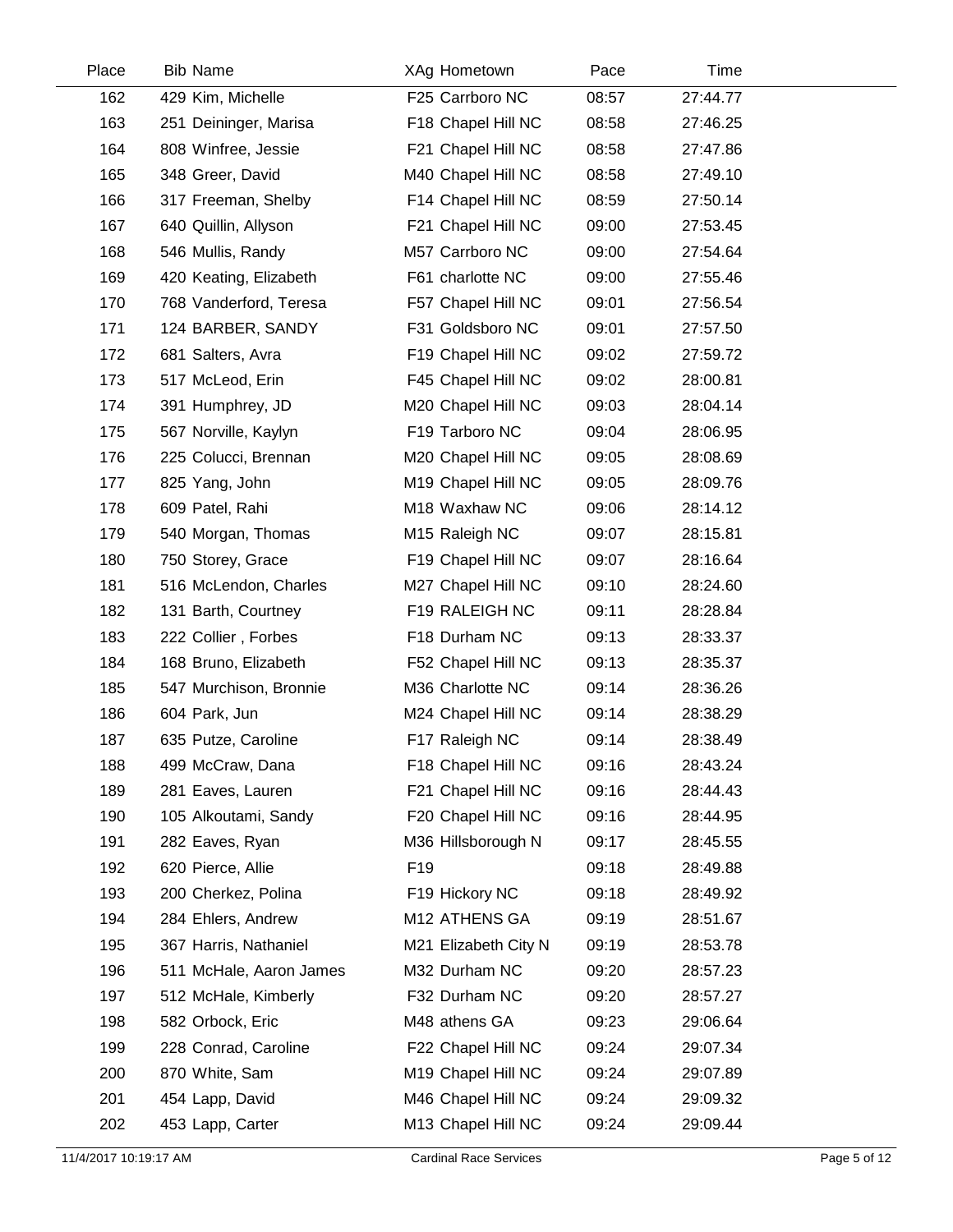| Place | Bib | Name | XAg | Hometown | Pace | Time |
|---|---|---|---|---|---|---|
| 162 | 429 | Kim, Michelle | F25 | Carrboro NC | 08:57 | 27:44.77 |
| 163 | 251 | Deininger, Marisa | F18 | Chapel Hill NC | 08:58 | 27:46.25 |
| 164 | 808 | Winfree, Jessie | F21 | Chapel Hill NC | 08:58 | 27:47.86 |
| 165 | 348 | Greer, David | M40 | Chapel Hill NC | 08:58 | 27:49.10 |
| 166 | 317 | Freeman, Shelby | F14 | Chapel Hill NC | 08:59 | 27:50.14 |
| 167 | 640 | Quillin, Allyson | F21 | Chapel Hill NC | 09:00 | 27:53.45 |
| 168 | 546 | Mullis, Randy | M57 | Carrboro NC | 09:00 | 27:54.64 |
| 169 | 420 | Keating, Elizabeth | F61 | charlotte NC | 09:00 | 27:55.46 |
| 170 | 768 | Vanderford, Teresa | F57 | Chapel Hill NC | 09:01 | 27:56.54 |
| 171 | 124 | BARBER, SANDY | F31 | Goldsboro NC | 09:01 | 27:57.50 |
| 172 | 681 | Salters, Avra | F19 | Chapel Hill NC | 09:02 | 27:59.72 |
| 173 | 517 | McLeod, Erin | F45 | Chapel Hill NC | 09:02 | 28:00.81 |
| 174 | 391 | Humphrey, JD | M20 | Chapel Hill NC | 09:03 | 28:04.14 |
| 175 | 567 | Norville, Kaylyn | F19 | Tarboro NC | 09:04 | 28:06.95 |
| 176 | 225 | Colucci, Brennan | M20 | Chapel Hill NC | 09:05 | 28:08.69 |
| 177 | 825 | Yang, John | M19 | Chapel Hill NC | 09:05 | 28:09.76 |
| 178 | 609 | Patel, Rahi | M18 | Waxhaw NC | 09:06 | 28:14.12 |
| 179 | 540 | Morgan, Thomas | M15 | Raleigh NC | 09:07 | 28:15.81 |
| 180 | 750 | Storey, Grace | F19 | Chapel Hill NC | 09:07 | 28:16.64 |
| 181 | 516 | McLendon, Charles | M27 | Chapel Hill NC | 09:10 | 28:24.60 |
| 182 | 131 | Barth, Courtney | F19 | RALEIGH NC | 09:11 | 28:28.84 |
| 183 | 222 | Collier , Forbes | F18 | Durham NC | 09:13 | 28:33.37 |
| 184 | 168 | Bruno, Elizabeth | F52 | Chapel Hill NC | 09:13 | 28:35.37 |
| 185 | 547 | Murchison, Bronnie | M36 | Charlotte NC | 09:14 | 28:36.26 |
| 186 | 604 | Park, Jun | M24 | Chapel Hill NC | 09:14 | 28:38.29 |
| 187 | 635 | Putze, Caroline | F17 | Raleigh NC | 09:14 | 28:38.49 |
| 188 | 499 | McCraw, Dana | F18 | Chapel Hill NC | 09:16 | 28:43.24 |
| 189 | 281 | Eaves, Lauren | F21 | Chapel Hill NC | 09:16 | 28:44.43 |
| 190 | 105 | Alkoutami, Sandy | F20 | Chapel Hill NC | 09:16 | 28:44.95 |
| 191 | 282 | Eaves, Ryan | M36 | Hillsborough N | 09:17 | 28:45.55 |
| 192 | 620 | Pierce, Allie | F19 | | 09:18 | 28:49.88 |
| 193 | 200 | Cherkez, Polina | F19 | Hickory NC | 09:18 | 28:49.92 |
| 194 | 284 | Ehlers, Andrew | M12 | ATHENS GA | 09:19 | 28:51.67 |
| 195 | 367 | Harris, Nathaniel | M21 | Elizabeth City N | 09:19 | 28:53.78 |
| 196 | 511 | McHale, Aaron James | M32 | Durham NC | 09:20 | 28:57.23 |
| 197 | 512 | McHale, Kimberly | F32 | Durham NC | 09:20 | 28:57.27 |
| 198 | 582 | Orbock, Eric | M48 | athens GA | 09:23 | 29:06.64 |
| 199 | 228 | Conrad, Caroline | F22 | Chapel Hill NC | 09:24 | 29:07.34 |
| 200 | 870 | White, Sam | M19 | Chapel Hill NC | 09:24 | 29:07.89 |
| 201 | 454 | Lapp, David | M46 | Chapel Hill NC | 09:24 | 29:09.32 |
| 202 | 453 | Lapp, Carter | M13 | Chapel Hill NC | 09:24 | 29:09.44 |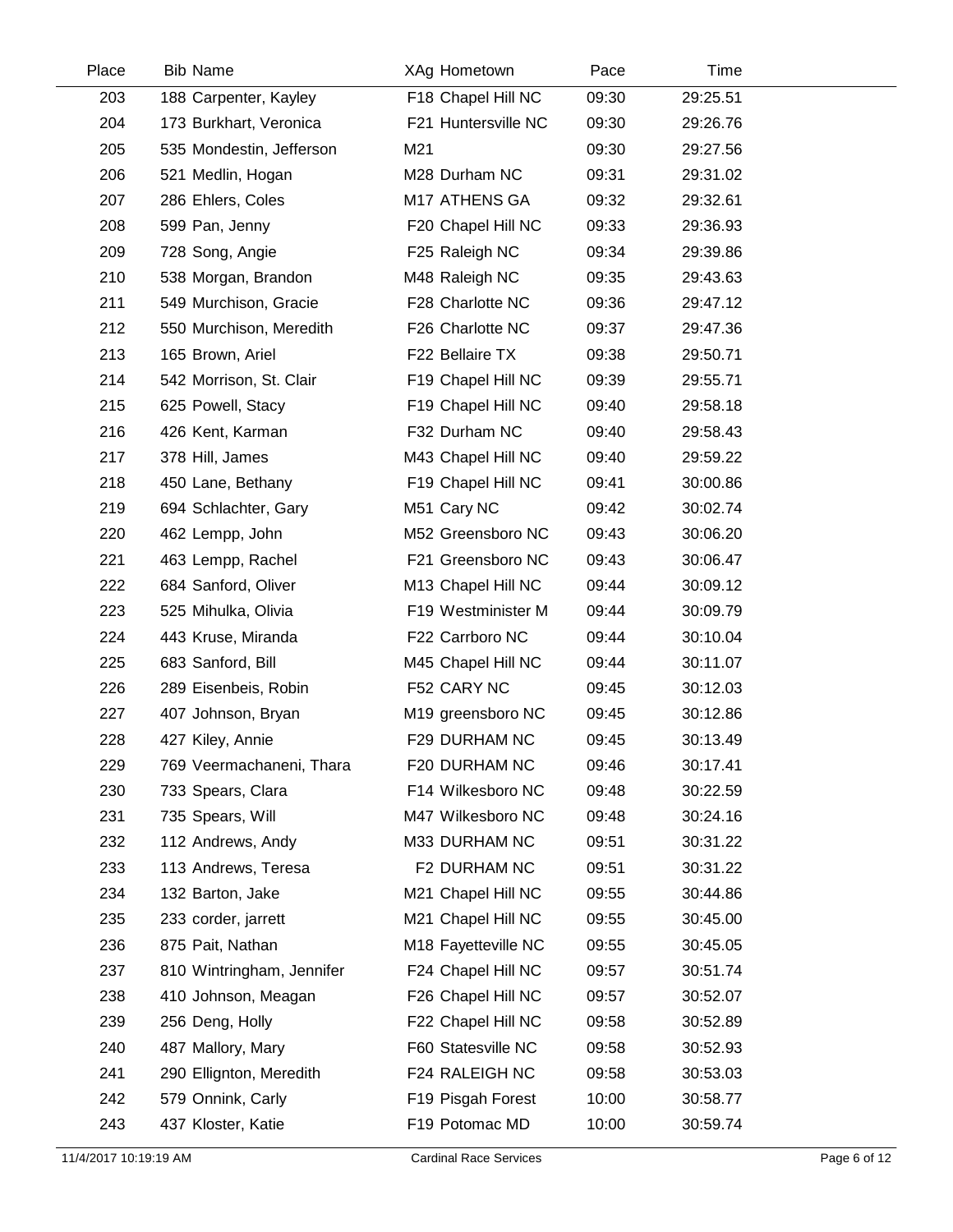| Place | Bib | Name | XAg | Hometown | Pace | Time |
|---|---|---|---|---|---|---|
| 203 | 188 | Carpenter, Kayley | F18 | Chapel Hill NC | 09:30 | 29:25.51 |
| 204 | 173 | Burkhart, Veronica | F21 | Huntersville NC | 09:30 | 29:26.76 |
| 205 | 535 | Mondestin, Jefferson | M21 | | 09:30 | 29:27.56 |
| 206 | 521 | Medlin, Hogan | M28 | Durham NC | 09:31 | 29:31.02 |
| 207 | 286 | Ehlers, Coles | M17 | ATHENS GA | 09:32 | 29:32.61 |
| 208 | 599 | Pan, Jenny | F20 | Chapel Hill NC | 09:33 | 29:36.93 |
| 209 | 728 | Song, Angie | F25 | Raleigh NC | 09:34 | 29:39.86 |
| 210 | 538 | Morgan, Brandon | M48 | Raleigh NC | 09:35 | 29:43.63 |
| 211 | 549 | Murchison, Gracie | F28 | Charlotte NC | 09:36 | 29:47.12 |
| 212 | 550 | Murchison, Meredith | F26 | Charlotte NC | 09:37 | 29:47.36 |
| 213 | 165 | Brown, Ariel | F22 | Bellaire TX | 09:38 | 29:50.71 |
| 214 | 542 | Morrison, St. Clair | F19 | Chapel Hill NC | 09:39 | 29:55.71 |
| 215 | 625 | Powell, Stacy | F19 | Chapel Hill NC | 09:40 | 29:58.18 |
| 216 | 426 | Kent, Karman | F32 | Durham NC | 09:40 | 29:58.43 |
| 217 | 378 | Hill, James | M43 | Chapel Hill NC | 09:40 | 29:59.22 |
| 218 | 450 | Lane, Bethany | F19 | Chapel Hill NC | 09:41 | 30:00.86 |
| 219 | 694 | Schlachter, Gary | M51 | Cary NC | 09:42 | 30:02.74 |
| 220 | 462 | Lempp, John | M52 | Greensboro NC | 09:43 | 30:06.20 |
| 221 | 463 | Lempp, Rachel | F21 | Greensboro NC | 09:43 | 30:06.47 |
| 222 | 684 | Sanford, Oliver | M13 | Chapel Hill NC | 09:44 | 30:09.12 |
| 223 | 525 | Mihulka, Olivia | F19 | Westminister M | 09:44 | 30:09.79 |
| 224 | 443 | Kruse, Miranda | F22 | Carrboro NC | 09:44 | 30:10.04 |
| 225 | 683 | Sanford, Bill | M45 | Chapel Hill NC | 09:44 | 30:11.07 |
| 226 | 289 | Eisenbeis, Robin | F52 | CARY NC | 09:45 | 30:12.03 |
| 227 | 407 | Johnson, Bryan | M19 | greensboro NC | 09:45 | 30:12.86 |
| 228 | 427 | Kiley, Annie | F29 | DURHAM NC | 09:45 | 30:13.49 |
| 229 | 769 | Veermachaneni, Thara | F20 | DURHAM NC | 09:46 | 30:17.41 |
| 230 | 733 | Spears, Clara | F14 | Wilkesboro NC | 09:48 | 30:22.59 |
| 231 | 735 | Spears, Will | M47 | Wilkesboro NC | 09:48 | 30:24.16 |
| 232 | 112 | Andrews, Andy | M33 | DURHAM NC | 09:51 | 30:31.22 |
| 233 | 113 | Andrews, Teresa | F2 | DURHAM NC | 09:51 | 30:31.22 |
| 234 | 132 | Barton, Jake | M21 | Chapel Hill NC | 09:55 | 30:44.86 |
| 235 | 233 | corder, jarrett | M21 | Chapel Hill NC | 09:55 | 30:45.00 |
| 236 | 875 | Pait, Nathan | M18 | Fayetteville NC | 09:55 | 30:45.05 |
| 237 | 810 | Wintringham, Jennifer | F24 | Chapel Hill NC | 09:57 | 30:51.74 |
| 238 | 410 | Johnson, Meagan | F26 | Chapel Hill NC | 09:57 | 30:52.07 |
| 239 | 256 | Deng, Holly | F22 | Chapel Hill NC | 09:58 | 30:52.89 |
| 240 | 487 | Mallory, Mary | F60 | Statesville NC | 09:58 | 30:52.93 |
| 241 | 290 | Ellignton, Meredith | F24 | RALEIGH NC | 09:58 | 30:53.03 |
| 242 | 579 | Onnink, Carly | F19 | Pisgah Forest | 10:00 | 30:58.77 |
| 243 | 437 | Kloster, Katie | F19 | Potomac MD | 10:00 | 30:59.74 |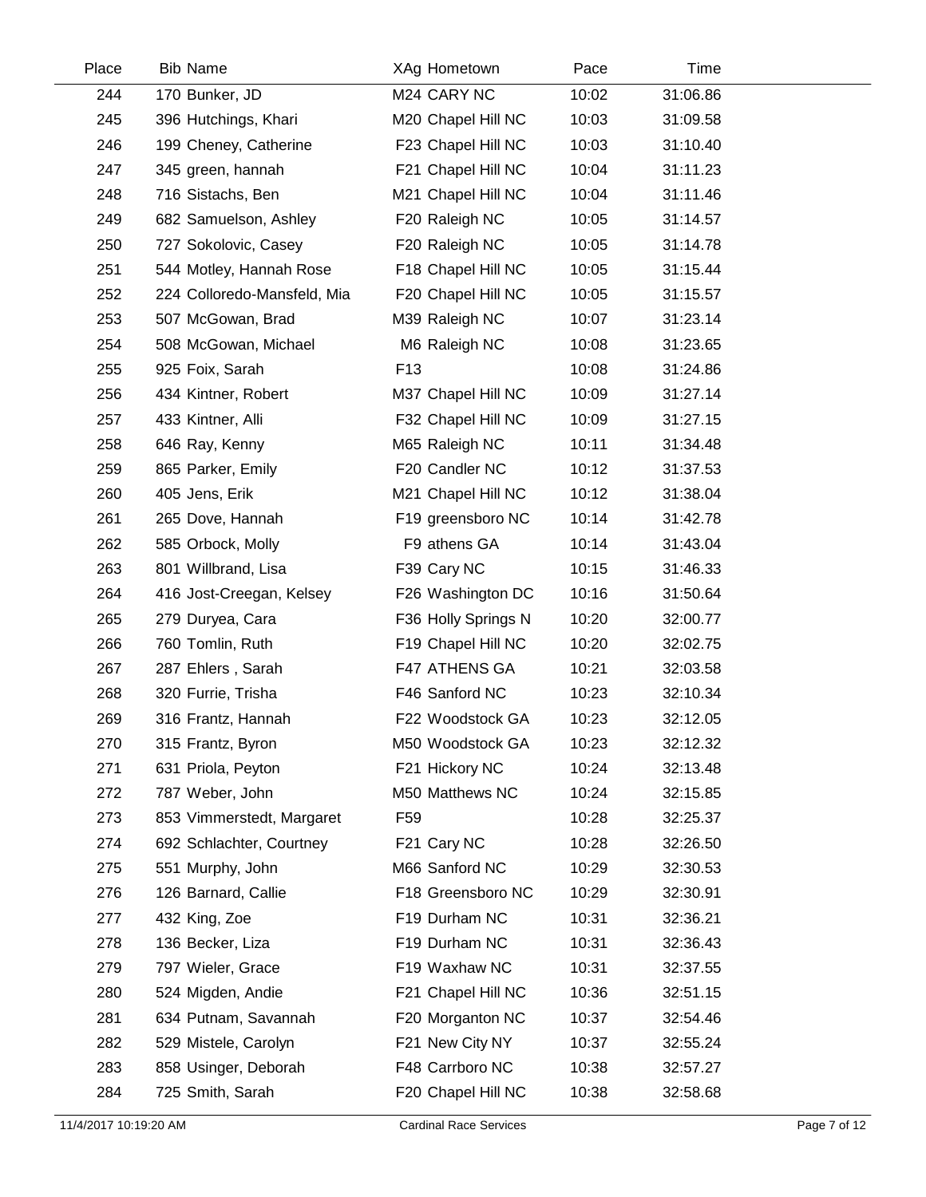| Place | Bib | Name | XAg | Hometown | Pace | Time |
|---|---|---|---|---|---|---|
| 244 | 170 | Bunker, JD | M24 | CARY NC | 10:02 | 31:06.86 |
| 245 | 396 | Hutchings, Khari | M20 | Chapel Hill NC | 10:03 | 31:09.58 |
| 246 | 199 | Cheney, Catherine | F23 | Chapel Hill NC | 10:03 | 31:10.40 |
| 247 | 345 | green, hannah | F21 | Chapel Hill NC | 10:04 | 31:11.23 |
| 248 | 716 | Sistachs, Ben | M21 | Chapel Hill NC | 10:04 | 31:11.46 |
| 249 | 682 | Samuelson, Ashley | F20 | Raleigh NC | 10:05 | 31:14.57 |
| 250 | 727 | Sokolovic, Casey | F20 | Raleigh NC | 10:05 | 31:14.78 |
| 251 | 544 | Motley, Hannah Rose | F18 | Chapel Hill NC | 10:05 | 31:15.44 |
| 252 | 224 | Colloredo-Mansfeld, Mia | F20 | Chapel Hill NC | 10:05 | 31:15.57 |
| 253 | 507 | McGowan, Brad | M39 | Raleigh NC | 10:07 | 31:23.14 |
| 254 | 508 | McGowan, Michael | M6 | Raleigh NC | 10:08 | 31:23.65 |
| 255 | 925 | Foix, Sarah | F13 | | 10:08 | 31:24.86 |
| 256 | 434 | Kintner, Robert | M37 | Chapel Hill NC | 10:09 | 31:27.14 |
| 257 | 433 | Kintner, Alli | F32 | Chapel Hill NC | 10:09 | 31:27.15 |
| 258 | 646 | Ray, Kenny | M65 | Raleigh NC | 10:11 | 31:34.48 |
| 259 | 865 | Parker, Emily | F20 | Candler NC | 10:12 | 31:37.53 |
| 260 | 405 | Jens, Erik | M21 | Chapel Hill NC | 10:12 | 31:38.04 |
| 261 | 265 | Dove, Hannah | F19 | greensboro NC | 10:14 | 31:42.78 |
| 262 | 585 | Orbock, Molly | F9 | athens GA | 10:14 | 31:43.04 |
| 263 | 801 | Willbrand, Lisa | F39 | Cary NC | 10:15 | 31:46.33 |
| 264 | 416 | Jost-Creegan, Kelsey | F26 | Washington DC | 10:16 | 31:50.64 |
| 265 | 279 | Duryea, Cara | F36 | Holly Springs N | 10:20 | 32:00.77 |
| 266 | 760 | Tomlin, Ruth | F19 | Chapel Hill NC | 10:20 | 32:02.75 |
| 267 | 287 | Ehlers , Sarah | F47 | ATHENS GA | 10:21 | 32:03.58 |
| 268 | 320 | Furrie, Trisha | F46 | Sanford NC | 10:23 | 32:10.34 |
| 269 | 316 | Frantz, Hannah | F22 | Woodstock GA | 10:23 | 32:12.05 |
| 270 | 315 | Frantz, Byron | M50 | Woodstock GA | 10:23 | 32:12.32 |
| 271 | 631 | Priola, Peyton | F21 | Hickory NC | 10:24 | 32:13.48 |
| 272 | 787 | Weber, John | M50 | Matthews NC | 10:24 | 32:15.85 |
| 273 | 853 | Vimmerstedt, Margaret | F59 | | 10:28 | 32:25.37 |
| 274 | 692 | Schlachter, Courtney | F21 | Cary NC | 10:28 | 32:26.50 |
| 275 | 551 | Murphy, John | M66 | Sanford NC | 10:29 | 32:30.53 |
| 276 | 126 | Barnard, Callie | F18 | Greensboro NC | 10:29 | 32:30.91 |
| 277 | 432 | King, Zoe | F19 | Durham NC | 10:31 | 32:36.21 |
| 278 | 136 | Becker, Liza | F19 | Durham NC | 10:31 | 32:36.43 |
| 279 | 797 | Wieler, Grace | F19 | Waxhaw NC | 10:31 | 32:37.55 |
| 280 | 524 | Migden, Andie | F21 | Chapel Hill NC | 10:36 | 32:51.15 |
| 281 | 634 | Putnam, Savannah | F20 | Morganton NC | 10:37 | 32:54.46 |
| 282 | 529 | Mistele, Carolyn | F21 | New City NY | 10:37 | 32:55.24 |
| 283 | 858 | Usinger, Deborah | F48 | Carrboro NC | 10:38 | 32:57.27 |
| 284 | 725 | Smith, Sarah | F20 | Chapel Hill NC | 10:38 | 32:58.68 |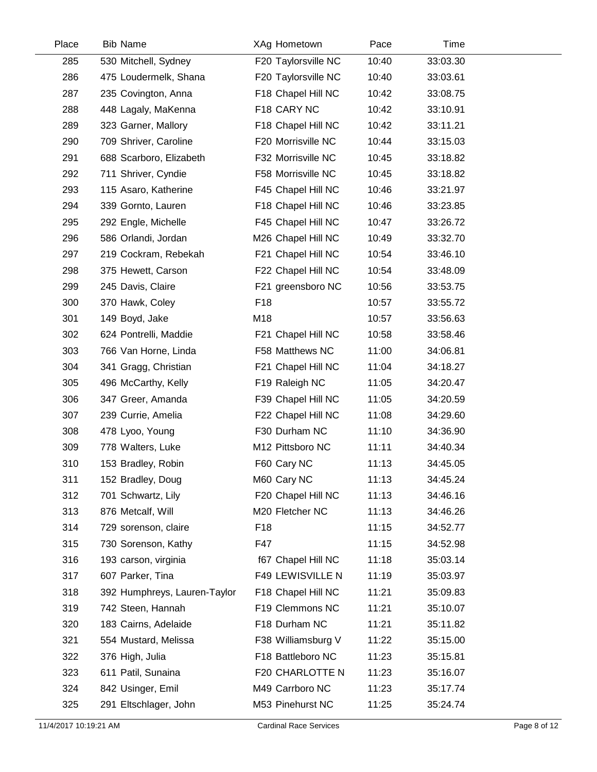| Place | Bib | Name | XAg | Hometown | Pace | Time |
|---|---|---|---|---|---|---|
| 285 | 530 | Mitchell, Sydney | F20 | Taylorsville NC | 10:40 | 33:03.30 |
| 286 | 475 | Loudermelk, Shana | F20 | Taylorsville NC | 10:40 | 33:03.61 |
| 287 | 235 | Covington, Anna | F18 | Chapel Hill NC | 10:42 | 33:08.75 |
| 288 | 448 | Lagaly, MaKenna | F18 | CARY NC | 10:42 | 33:10.91 |
| 289 | 323 | Garner, Mallory | F18 | Chapel Hill NC | 10:42 | 33:11.21 |
| 290 | 709 | Shriver, Caroline | F20 | Morrisville NC | 10:44 | 33:15.03 |
| 291 | 688 | Scarboro, Elizabeth | F32 | Morrisville NC | 10:45 | 33:18.82 |
| 292 | 711 | Shriver, Cyndie | F58 | Morrisville NC | 10:45 | 33:18.82 |
| 293 | 115 | Asaro, Katherine | F45 | Chapel Hill NC | 10:46 | 33:21.97 |
| 294 | 339 | Gornto, Lauren | F18 | Chapel Hill NC | 10:46 | 33:23.85 |
| 295 | 292 | Engle, Michelle | F45 | Chapel Hill NC | 10:47 | 33:26.72 |
| 296 | 586 | Orlandi, Jordan | M26 | Chapel Hill NC | 10:49 | 33:32.70 |
| 297 | 219 | Cockram, Rebekah | F21 | Chapel Hill NC | 10:54 | 33:46.10 |
| 298 | 375 | Hewett, Carson | F22 | Chapel Hill NC | 10:54 | 33:48.09 |
| 299 | 245 | Davis, Claire | F21 | greensboro NC | 10:56 | 33:53.75 |
| 300 | 370 | Hawk, Coley | F18 | | 10:57 | 33:55.72 |
| 301 | 149 | Boyd, Jake | M18 | | 10:57 | 33:56.63 |
| 302 | 624 | Pontrelli, Maddie | F21 | Chapel Hill NC | 10:58 | 33:58.46 |
| 303 | 766 | Van Horne, Linda | F58 | Matthews NC | 11:00 | 34:06.81 |
| 304 | 341 | Gragg, Christian | F21 | Chapel Hill NC | 11:04 | 34:18.27 |
| 305 | 496 | McCarthy, Kelly | F19 | Raleigh NC | 11:05 | 34:20.47 |
| 306 | 347 | Greer, Amanda | F39 | Chapel Hill NC | 11:05 | 34:20.59 |
| 307 | 239 | Currie, Amelia | F22 | Chapel Hill NC | 11:08 | 34:29.60 |
| 308 | 478 | Lyoo, Young | F30 | Durham NC | 11:10 | 34:36.90 |
| 309 | 778 | Walters, Luke | M12 | Pittsboro NC | 11:11 | 34:40.34 |
| 310 | 153 | Bradley, Robin | F60 | Cary NC | 11:13 | 34:45.05 |
| 311 | 152 | Bradley, Doug | M60 | Cary NC | 11:13 | 34:45.24 |
| 312 | 701 | Schwartz, Lily | F20 | Chapel Hill NC | 11:13 | 34:46.16 |
| 313 | 876 | Metcalf, Will | M20 | Fletcher NC | 11:13 | 34:46.26 |
| 314 | 729 | sorenson, claire | F18 | | 11:15 | 34:52.77 |
| 315 | 730 | Sorenson, Kathy | F47 | | 11:15 | 34:52.98 |
| 316 | 193 | carson, virginia | f67 | Chapel Hill NC | 11:18 | 35:03.14 |
| 317 | 607 | Parker, Tina | F49 | LEWISVILLE N | 11:19 | 35:03.97 |
| 318 | 392 | Humphreys, Lauren-Taylor | F18 | Chapel Hill NC | 11:21 | 35:09.83 |
| 319 | 742 | Steen, Hannah | F19 | Clemmons NC | 11:21 | 35:10.07 |
| 320 | 183 | Cairns, Adelaide | F18 | Durham NC | 11:21 | 35:11.82 |
| 321 | 554 | Mustard, Melissa | F38 | Williamsburg V | 11:22 | 35:15.00 |
| 322 | 376 | High, Julia | F18 | Battleboro NC | 11:23 | 35:15.81 |
| 323 | 611 | Patil, Sunaina | F20 | CHARLOTTE N | 11:23 | 35:16.07 |
| 324 | 842 | Usinger, Emil | M49 | Carrboro NC | 11:23 | 35:17.74 |
| 325 | 291 | Eltschlager, John | M53 | Pinehurst NC | 11:25 | 35:24.74 |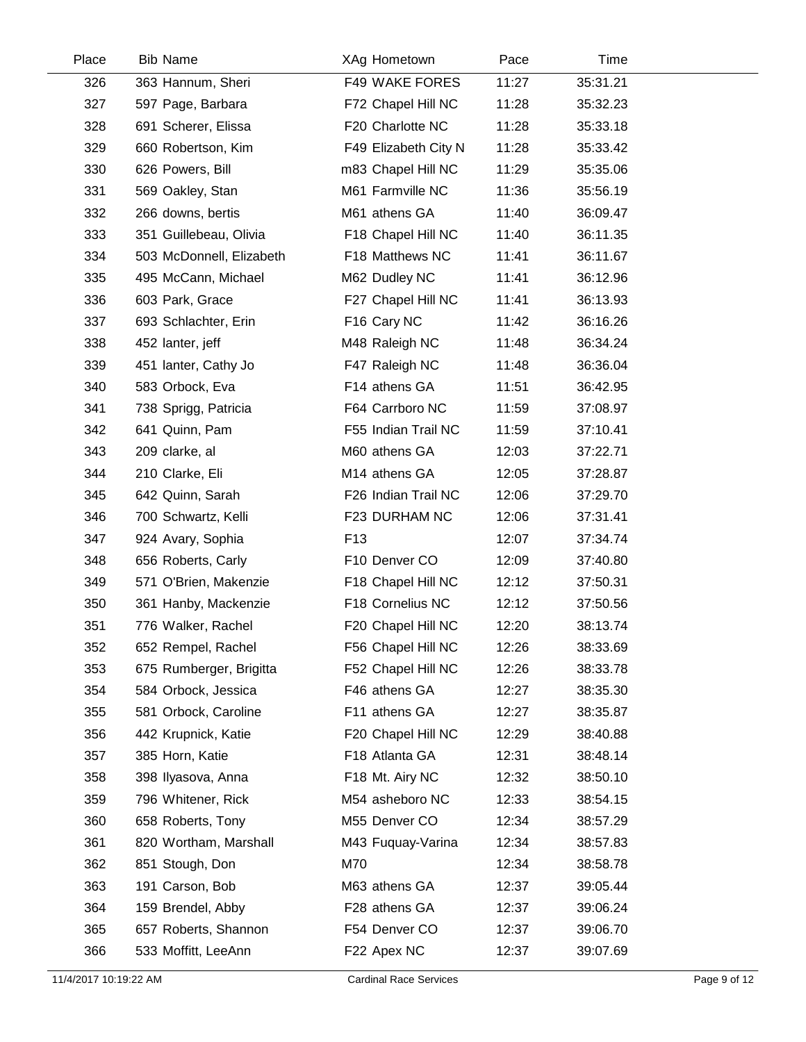| Place | Bib | Name | XAg | Hometown | Pace | Time |
|---|---|---|---|---|---|---|
| 326 | 363 | Hannum, Sheri | F49 | WAKE FORES | 11:27 | 35:31.21 |
| 327 | 597 | Page, Barbara | F72 | Chapel Hill NC | 11:28 | 35:32.23 |
| 328 | 691 | Scherer, Elissa | F20 | Charlotte NC | 11:28 | 35:33.18 |
| 329 | 660 | Robertson, Kim | F49 | Elizabeth City N | 11:28 | 35:33.42 |
| 330 | 626 | Powers, Bill | m83 | Chapel Hill NC | 11:29 | 35:35.06 |
| 331 | 569 | Oakley, Stan | M61 | Farmville NC | 11:36 | 35:56.19 |
| 332 | 266 | downs, bertis | M61 | athens GA | 11:40 | 36:09.47 |
| 333 | 351 | Guillebeau, Olivia | F18 | Chapel Hill NC | 11:40 | 36:11.35 |
| 334 | 503 | McDonnell, Elizabeth | F18 | Matthews NC | 11:41 | 36:11.67 |
| 335 | 495 | McCann, Michael | M62 | Dudley NC | 11:41 | 36:12.96 |
| 336 | 603 | Park, Grace | F27 | Chapel Hill NC | 11:41 | 36:13.93 |
| 337 | 693 | Schlachter, Erin | F16 | Cary NC | 11:42 | 36:16.26 |
| 338 | 452 | lanter, jeff | M48 | Raleigh NC | 11:48 | 36:34.24 |
| 339 | 451 | lanter, Cathy Jo | F47 | Raleigh NC | 11:48 | 36:36.04 |
| 340 | 583 | Orbock, Eva | F14 | athens GA | 11:51 | 36:42.95 |
| 341 | 738 | Sprigg, Patricia | F64 | Carrboro NC | 11:59 | 37:08.97 |
| 342 | 641 | Quinn, Pam | F55 | Indian Trail NC | 11:59 | 37:10.41 |
| 343 | 209 | clarke, al | M60 | athens GA | 12:03 | 37:22.71 |
| 344 | 210 | Clarke, Eli | M14 | athens GA | 12:05 | 37:28.87 |
| 345 | 642 | Quinn, Sarah | F26 | Indian Trail NC | 12:06 | 37:29.70 |
| 346 | 700 | Schwartz, Kelli | F23 | DURHAM NC | 12:06 | 37:31.41 |
| 347 | 924 | Avary, Sophia | F13 | | 12:07 | 37:34.74 |
| 348 | 656 | Roberts, Carly | F10 | Denver CO | 12:09 | 37:40.80 |
| 349 | 571 | O'Brien, Makenzie | F18 | Chapel Hill NC | 12:12 | 37:50.31 |
| 350 | 361 | Hanby, Mackenzie | F18 | Cornelius NC | 12:12 | 37:50.56 |
| 351 | 776 | Walker, Rachel | F20 | Chapel Hill NC | 12:20 | 38:13.74 |
| 352 | 652 | Rempel, Rachel | F56 | Chapel Hill NC | 12:26 | 38:33.69 |
| 353 | 675 | Rumberger, Brigitta | F52 | Chapel Hill NC | 12:26 | 38:33.78 |
| 354 | 584 | Orbock, Jessica | F46 | athens GA | 12:27 | 38:35.30 |
| 355 | 581 | Orbock, Caroline | F11 | athens GA | 12:27 | 38:35.87 |
| 356 | 442 | Krupnick, Katie | F20 | Chapel Hill NC | 12:29 | 38:40.88 |
| 357 | 385 | Horn, Katie | F18 | Atlanta GA | 12:31 | 38:48.14 |
| 358 | 398 | Ilyasova, Anna | F18 | Mt. Airy NC | 12:32 | 38:50.10 |
| 359 | 796 | Whitener, Rick | M54 | asheboro NC | 12:33 | 38:54.15 |
| 360 | 658 | Roberts, Tony | M55 | Denver CO | 12:34 | 38:57.29 |
| 361 | 820 | Wortham, Marshall | M43 | Fuquay-Varina | 12:34 | 38:57.83 |
| 362 | 851 | Stough, Don | M70 | | 12:34 | 38:58.78 |
| 363 | 191 | Carson, Bob | M63 | athens GA | 12:37 | 39:05.44 |
| 364 | 159 | Brendel, Abby | F28 | athens GA | 12:37 | 39:06.24 |
| 365 | 657 | Roberts, Shannon | F54 | Denver CO | 12:37 | 39:06.70 |
| 366 | 533 | Moffitt, LeeAnn | F22 | Apex NC | 12:37 | 39:07.69 |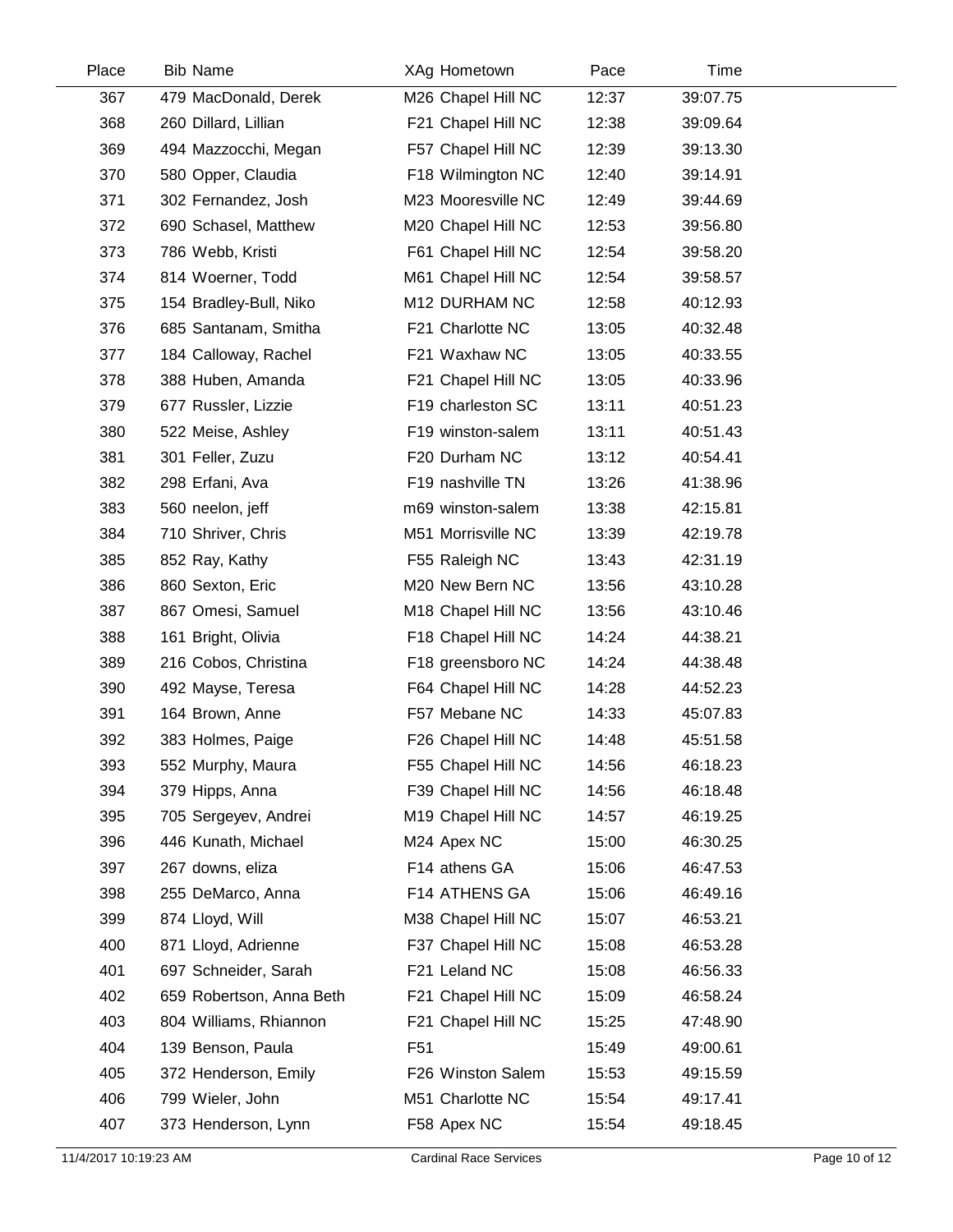| Place | Bib | Name | XAg | Hometown | Pace | Time |
|---|---|---|---|---|---|---|
| 367 | 479 | MacDonald, Derek | M26 | Chapel Hill NC | 12:37 | 39:07.75 |
| 368 | 260 | Dillard, Lillian | F21 | Chapel Hill NC | 12:38 | 39:09.64 |
| 369 | 494 | Mazzocchi, Megan | F57 | Chapel Hill NC | 12:39 | 39:13.30 |
| 370 | 580 | Opper, Claudia | F18 | Wilmington NC | 12:40 | 39:14.91 |
| 371 | 302 | Fernandez, Josh | M23 | Mooresville NC | 12:49 | 39:44.69 |
| 372 | 690 | Schasel, Matthew | M20 | Chapel Hill NC | 12:53 | 39:56.80 |
| 373 | 786 | Webb, Kristi | F61 | Chapel Hill NC | 12:54 | 39:58.20 |
| 374 | 814 | Woerner, Todd | M61 | Chapel Hill NC | 12:54 | 39:58.57 |
| 375 | 154 | Bradley-Bull, Niko | M12 | DURHAM NC | 12:58 | 40:12.93 |
| 376 | 685 | Santanam, Smitha | F21 | Charlotte NC | 13:05 | 40:32.48 |
| 377 | 184 | Calloway, Rachel | F21 | Waxhaw NC | 13:05 | 40:33.55 |
| 378 | 388 | Huben, Amanda | F21 | Chapel Hill NC | 13:05 | 40:33.96 |
| 379 | 677 | Russler, Lizzie | F19 | charleston SC | 13:11 | 40:51.23 |
| 380 | 522 | Meise, Ashley | F19 | winston-salem | 13:11 | 40:51.43 |
| 381 | 301 | Feller, Zuzu | F20 | Durham NC | 13:12 | 40:54.41 |
| 382 | 298 | Erfani, Ava | F19 | nashville TN | 13:26 | 41:38.96 |
| 383 | 560 | neelon, jeff | m69 | winston-salem | 13:38 | 42:15.81 |
| 384 | 710 | Shriver, Chris | M51 | Morrisville NC | 13:39 | 42:19.78 |
| 385 | 852 | Ray, Kathy | F55 | Raleigh NC | 13:43 | 42:31.19 |
| 386 | 860 | Sexton, Eric | M20 | New Bern NC | 13:56 | 43:10.28 |
| 387 | 867 | Omesi, Samuel | M18 | Chapel Hill NC | 13:56 | 43:10.46 |
| 388 | 161 | Bright, Olivia | F18 | Chapel Hill NC | 14:24 | 44:38.21 |
| 389 | 216 | Cobos, Christina | F18 | greensboro NC | 14:24 | 44:38.48 |
| 390 | 492 | Mayse, Teresa | F64 | Chapel Hill NC | 14:28 | 44:52.23 |
| 391 | 164 | Brown, Anne | F57 | Mebane NC | 14:33 | 45:07.83 |
| 392 | 383 | Holmes, Paige | F26 | Chapel Hill NC | 14:48 | 45:51.58 |
| 393 | 552 | Murphy, Maura | F55 | Chapel Hill NC | 14:56 | 46:18.23 |
| 394 | 379 | Hipps, Anna | F39 | Chapel Hill NC | 14:56 | 46:18.48 |
| 395 | 705 | Sergeyev, Andrei | M19 | Chapel Hill NC | 14:57 | 46:19.25 |
| 396 | 446 | Kunath, Michael | M24 | Apex NC | 15:00 | 46:30.25 |
| 397 | 267 | downs, eliza | F14 | athens GA | 15:06 | 46:47.53 |
| 398 | 255 | DeMarco, Anna | F14 | ATHENS GA | 15:06 | 46:49.16 |
| 399 | 874 | Lloyd, Will | M38 | Chapel Hill NC | 15:07 | 46:53.21 |
| 400 | 871 | Lloyd, Adrienne | F37 | Chapel Hill NC | 15:08 | 46:53.28 |
| 401 | 697 | Schneider, Sarah | F21 | Leland NC | 15:08 | 46:56.33 |
| 402 | 659 | Robertson, Anna Beth | F21 | Chapel Hill NC | 15:09 | 46:58.24 |
| 403 | 804 | Williams, Rhiannon | F21 | Chapel Hill NC | 15:25 | 47:48.90 |
| 404 | 139 | Benson, Paula | F51 | | 15:49 | 49:00.61 |
| 405 | 372 | Henderson, Emily | F26 | Winston Salem | 15:53 | 49:15.59 |
| 406 | 799 | Wieler, John | M51 | Charlotte NC | 15:54 | 49:17.41 |
| 407 | 373 | Henderson, Lynn | F58 | Apex NC | 15:54 | 49:18.45 |

11/4/2017 10:19:23 AM Cardinal Race Services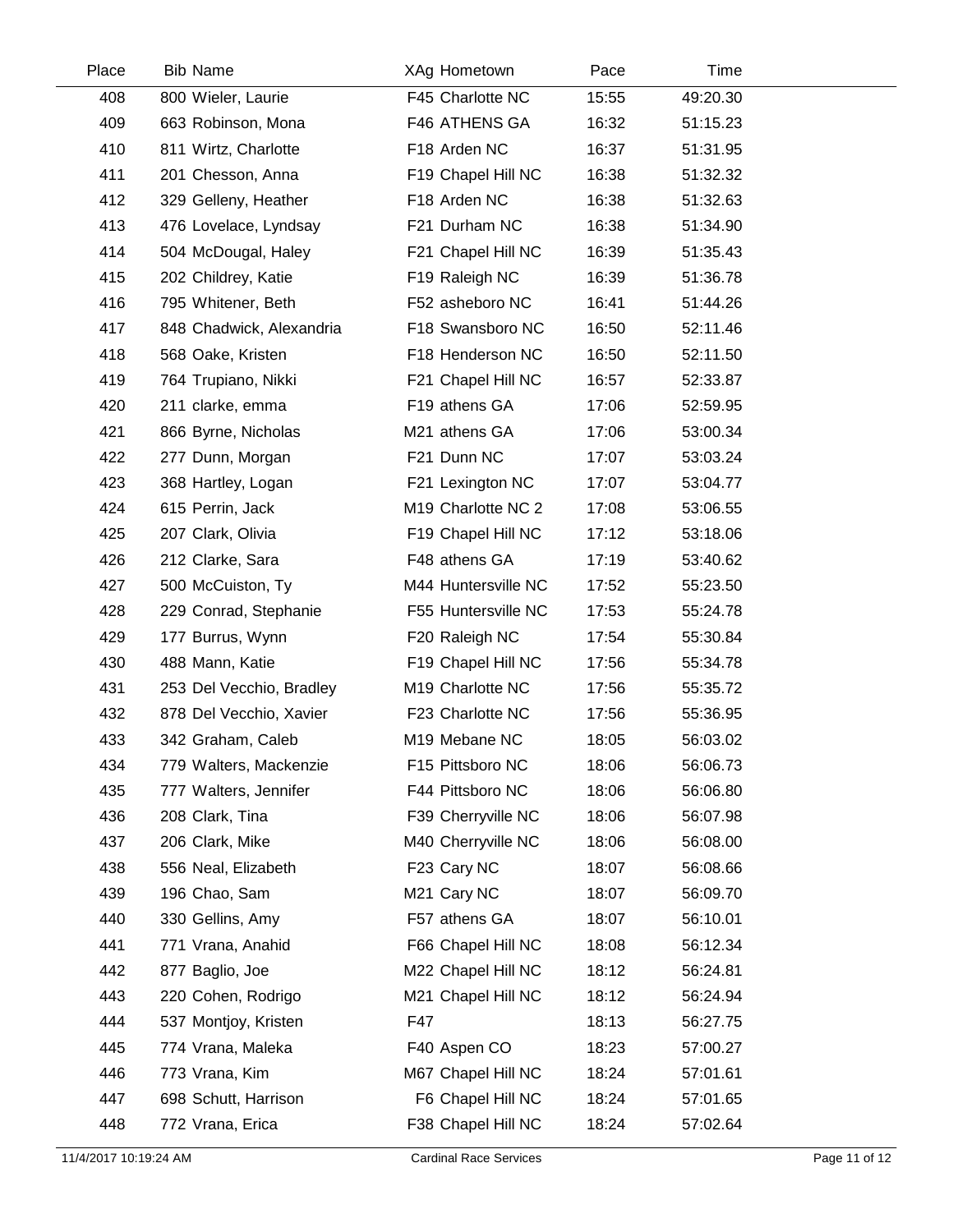| Place | Bib | Name | XAg | Hometown | Pace | Time |
|---|---|---|---|---|---|---|
| 408 | 800 | Wieler, Laurie | F45 | Charlotte NC | 15:55 | 49:20.30 |
| 409 | 663 | Robinson, Mona | F46 | ATHENS GA | 16:32 | 51:15.23 |
| 410 | 811 | Wirtz, Charlotte | F18 | Arden NC | 16:37 | 51:31.95 |
| 411 | 201 | Chesson, Anna | F19 | Chapel Hill NC | 16:38 | 51:32.32 |
| 412 | 329 | Gelleny, Heather | F18 | Arden NC | 16:38 | 51:32.63 |
| 413 | 476 | Lovelace, Lyndsay | F21 | Durham NC | 16:38 | 51:34.90 |
| 414 | 504 | McDougal, Haley | F21 | Chapel Hill NC | 16:39 | 51:35.43 |
| 415 | 202 | Childrey, Katie | F19 | Raleigh NC | 16:39 | 51:36.78 |
| 416 | 795 | Whitener, Beth | F52 | asheboro NC | 16:41 | 51:44.26 |
| 417 | 848 | Chadwick, Alexandria | F18 | Swansboro NC | 16:50 | 52:11.46 |
| 418 | 568 | Oake, Kristen | F18 | Henderson NC | 16:50 | 52:11.50 |
| 419 | 764 | Trupiano, Nikki | F21 | Chapel Hill NC | 16:57 | 52:33.87 |
| 420 | 211 | clarke, emma | F19 | athens GA | 17:06 | 52:59.95 |
| 421 | 866 | Byrne, Nicholas | M21 | athens GA | 17:06 | 53:00.34 |
| 422 | 277 | Dunn, Morgan | F21 | Dunn NC | 17:07 | 53:03.24 |
| 423 | 368 | Hartley, Logan | F21 | Lexington NC | 17:07 | 53:04.77 |
| 424 | 615 | Perrin, Jack | M19 | Charlotte NC 2 | 17:08 | 53:06.55 |
| 425 | 207 | Clark, Olivia | F19 | Chapel Hill NC | 17:12 | 53:18.06 |
| 426 | 212 | Clarke, Sara | F48 | athens GA | 17:19 | 53:40.62 |
| 427 | 500 | McCuiston, Ty | M44 | Huntersville NC | 17:52 | 55:23.50 |
| 428 | 229 | Conrad, Stephanie | F55 | Huntersville NC | 17:53 | 55:24.78 |
| 429 | 177 | Burrus, Wynn | F20 | Raleigh NC | 17:54 | 55:30.84 |
| 430 | 488 | Mann, Katie | F19 | Chapel Hill NC | 17:56 | 55:34.78 |
| 431 | 253 | Del Vecchio, Bradley | M19 | Charlotte NC | 17:56 | 55:35.72 |
| 432 | 878 | Del Vecchio, Xavier | F23 | Charlotte NC | 17:56 | 55:36.95 |
| 433 | 342 | Graham, Caleb | M19 | Mebane NC | 18:05 | 56:03.02 |
| 434 | 779 | Walters, Mackenzie | F15 | Pittsboro NC | 18:06 | 56:06.73 |
| 435 | 777 | Walters, Jennifer | F44 | Pittsboro NC | 18:06 | 56:06.80 |
| 436 | 208 | Clark, Tina | F39 | Cherryville NC | 18:06 | 56:07.98 |
| 437 | 206 | Clark, Mike | M40 | Cherryville NC | 18:06 | 56:08.00 |
| 438 | 556 | Neal, Elizabeth | F23 | Cary NC | 18:07 | 56:08.66 |
| 439 | 196 | Chao, Sam | M21 | Cary NC | 18:07 | 56:09.70 |
| 440 | 330 | Gellins, Amy | F57 | athens GA | 18:07 | 56:10.01 |
| 441 | 771 | Vrana, Anahid | F66 | Chapel Hill NC | 18:08 | 56:12.34 |
| 442 | 877 | Baglio, Joe | M22 | Chapel Hill NC | 18:12 | 56:24.81 |
| 443 | 220 | Cohen, Rodrigo | M21 | Chapel Hill NC | 18:12 | 56:24.94 |
| 444 | 537 | Montjoy, Kristen | F47 | | 18:13 | 56:27.75 |
| 445 | 774 | Vrana, Maleka | F40 | Aspen CO | 18:23 | 57:00.27 |
| 446 | 773 | Vrana, Kim | M67 | Chapel Hill NC | 18:24 | 57:01.61 |
| 447 | 698 | Schutt, Harrison | F6 | Chapel Hill NC | 18:24 | 57:01.65 |
| 448 | 772 | Vrana, Erica | F38 | Chapel Hill NC | 18:24 | 57:02.64 |

11/4/2017 10:19:24 AM — Cardinal Race Services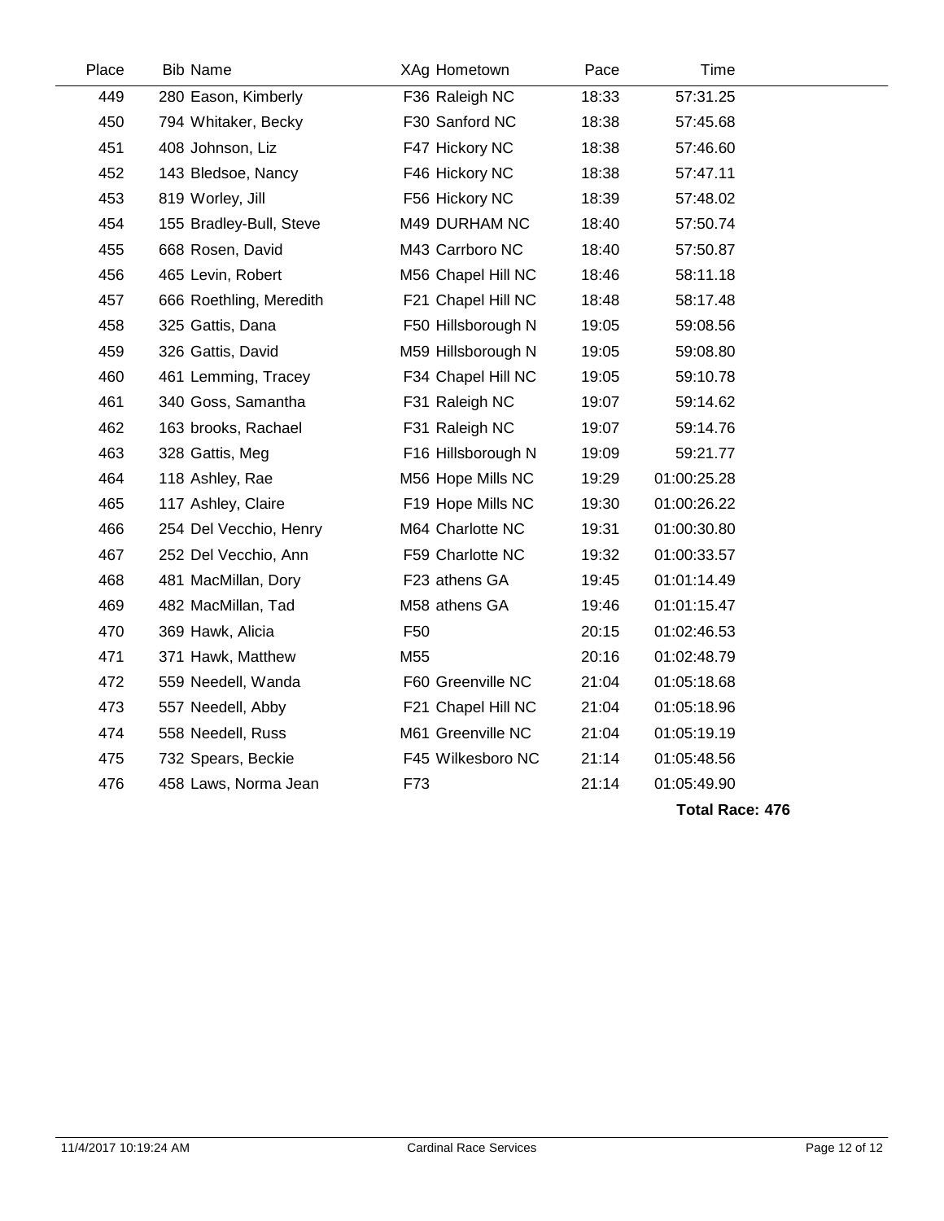| Place | Bib | Name | XAg | Hometown | Pace | Time |
|---|---|---|---|---|---|---|
| 449 | 280 | Eason, Kimberly | F36 | Raleigh NC | 18:33 | 57:31.25 |
| 450 | 794 | Whitaker, Becky | F30 | Sanford NC | 18:38 | 57:45.68 |
| 451 | 408 | Johnson, Liz | F47 | Hickory NC | 18:38 | 57:46.60 |
| 452 | 143 | Bledsoe, Nancy | F46 | Hickory NC | 18:38 | 57:47.11 |
| 453 | 819 | Worley, Jill | F56 | Hickory NC | 18:39 | 57:48.02 |
| 454 | 155 | Bradley-Bull, Steve | M49 | DURHAM NC | 18:40 | 57:50.74 |
| 455 | 668 | Rosen, David | M43 | Carrboro NC | 18:40 | 57:50.87 |
| 456 | 465 | Levin, Robert | M56 | Chapel Hill NC | 18:46 | 58:11.18 |
| 457 | 666 | Roethling, Meredith | F21 | Chapel Hill NC | 18:48 | 58:17.48 |
| 458 | 325 | Gattis, Dana | F50 | Hillsborough N | 19:05 | 59:08.56 |
| 459 | 326 | Gattis, David | M59 | Hillsborough N | 19:05 | 59:08.80 |
| 460 | 461 | Lemming, Tracey | F34 | Chapel Hill NC | 19:05 | 59:10.78 |
| 461 | 340 | Goss, Samantha | F31 | Raleigh NC | 19:07 | 59:14.62 |
| 462 | 163 | brooks, Rachael | F31 | Raleigh NC | 19:07 | 59:14.76 |
| 463 | 328 | Gattis, Meg | F16 | Hillsborough N | 19:09 | 59:21.77 |
| 464 | 118 | Ashley, Rae | M56 | Hope Mills NC | 19:29 | 01:00:25.28 |
| 465 | 117 | Ashley, Claire | F19 | Hope Mills NC | 19:30 | 01:00:26.22 |
| 466 | 254 | Del Vecchio, Henry | M64 | Charlotte NC | 19:31 | 01:00:30.80 |
| 467 | 252 | Del Vecchio, Ann | F59 | Charlotte NC | 19:32 | 01:00:33.57 |
| 468 | 481 | MacMillan, Dory | F23 | athens GA | 19:45 | 01:01:14.49 |
| 469 | 482 | MacMillan, Tad | M58 | athens GA | 19:46 | 01:01:15.47 |
| 470 | 369 | Hawk, Alicia | F50 | | 20:15 | 01:02:46.53 |
| 471 | 371 | Hawk, Matthew | M55 | | 20:16 | 01:02:48.79 |
| 472 | 559 | Needell, Wanda | F60 | Greenville NC | 21:04 | 01:05:18.68 |
| 473 | 557 | Needell, Abby | F21 | Chapel Hill NC | 21:04 | 01:05:18.96 |
| 474 | 558 | Needell, Russ | M61 | Greenville NC | 21:04 | 01:05:19.19 |
| 475 | 732 | Spears, Beckie | F45 | Wilkesboro NC | 21:14 | 01:05:48.56 |
| 476 | 458 | Laws, Norma Jean | F73 | | 21:14 | 01:05:49.90 |

**Total Race: 476**

11/4/2017 10:19:24 AM Cardinal Race Services